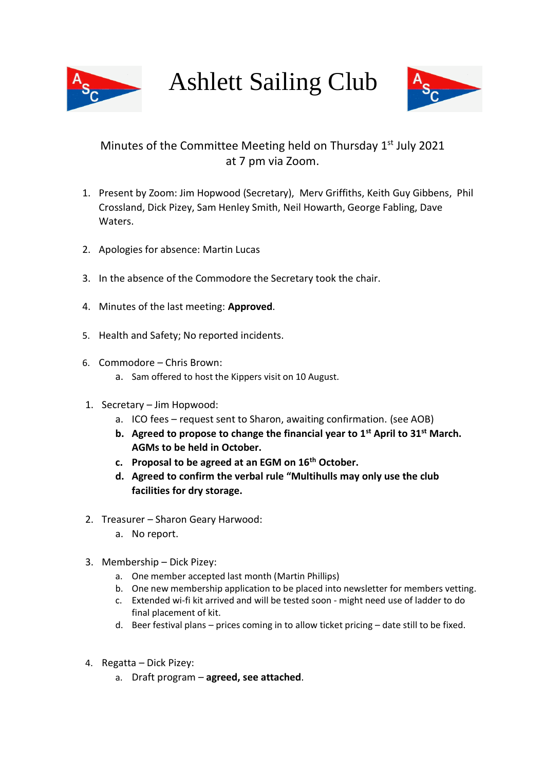# Ashlett Sailing Club

Minutes of the Committee Meeting held on Thursday 1st July 2021 at 7 pm via Zoom.

1. Present by Zoom: Jim Hopwood (Secretary), Merv Griffiths, Keith Guy Gibbens, Phil Crossland, Dick Pizey, Sam Henley Smith, Neil Howarth, George Fabling, Dave Waters.

2. Apologies for absence: Martin Lucas

3. In the absence of the Commodore the Secretary took the chair.

4. Minutes of the last meeting: **Approved**.

5. Health and Safety; No reported incidents.

6. Commodore – Chris Brown:
   a. Sam offered to host the Kippers visit on 10 August.

1. Secretary – Jim Hopwood:
   a. ICO fees – request sent to Sharon, awaiting confirmation. (see AOB)
   b. **Agreed to propose to change the financial year to 1st April to 31st March. AGMs to be held in October.**
   c. **Proposal to be agreed at an EGM on 16th October.**
   d. **Agreed to confirm the verbal rule "Multihulls may only use the club facilities for dry storage.**

2. Treasurer – Sharon Geary Harwood:
   a. No report.

3. Membership – Dick Pizey:
   a. One member accepted last month (Martin Phillips)
   b. One new membership application to be placed into newsletter for members vetting.
   c. Extended wi-fi kit arrived and will be tested soon - might need use of ladder to do final placement of kit.
   d. Beer festival plans – prices coming in to allow ticket pricing – date still to be fixed.

4. Regatta – Dick Pizey:
   a. Draft program – **agreed, see attached**.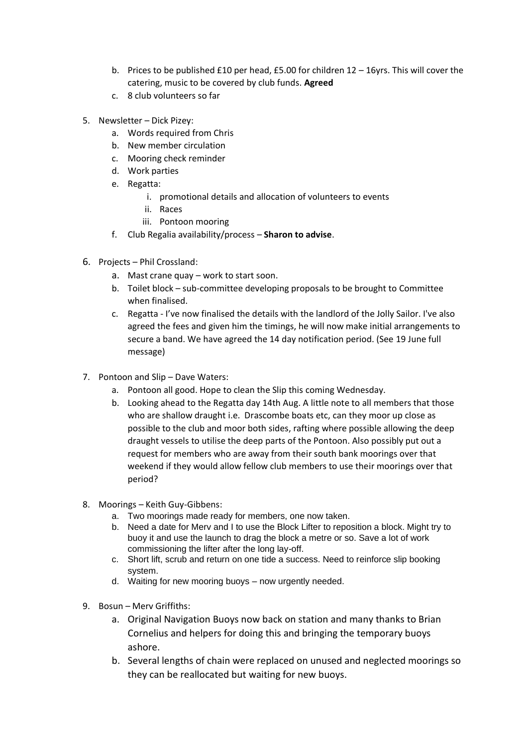b. Prices to be published £10 per head, £5.00 for children 12 – 16yrs. This will cover the catering, music to be covered by club funds. **Agreed**
   c. 8 club volunteers so far

5. Newsletter – Dick Pizey:
   a. Words required from Chris
   b. New member circulation
   c. Mooring check reminder
   d. Work parties
   e. Regatta:
      i. promotional details and allocation of volunteers to events
      ii. Races
      iii. Pontoon mooring
   f. Club Regalia availability/process – **Sharon to advise**.

6. Projects – Phil Crossland:
   a. Mast crane quay – work to start soon.
   b. Toilet block – sub-committee developing proposals to be brought to Committee when finalised.
   c. Regatta - I've now finalised the details with the landlord of the Jolly Sailor. I've also agreed the fees and given him the timings, he will now make initial arrangements to secure a band. We have agreed the 14 day notification period. (See 19 June full message)

7. Pontoon and Slip – Dave Waters:
   a. Pontoon all good. Hope to clean the Slip this coming Wednesday.
   b. Looking ahead to the Regatta day 14th Aug. A little note to all members that those who are shallow draught i.e. Drascombe boats etc, can they moor up close as possible to the club and moor both sides, rafting where possible allowing the deep draught vessels to utilise the deep parts of the Pontoon. Also possibly put out a request for members who are away from their south bank moorings over that weekend if they would allow fellow club members to use their moorings over that period?

8. Moorings – Keith Guy-Gibbens:
   a. Two moorings made ready for members, one now taken.
   b. Need a date for Merv and I to use the Block Lifter to reposition a block. Might try to buoy it and use the launch to drag the block a metre or so. Save a lot of work commissioning the lifter after the long lay-off.
   c. Short lift, scrub and return on one tide a success. Need to reinforce slip booking system.
   d. Waiting for new mooring buoys – now urgently needed.

9. Bosun – Merv Griffiths:
   a. Original Navigation Buoys now back on station and many thanks to Brian Cornelius and helpers for doing this and bringing the temporary buoys ashore.
   b. Several lengths of chain were replaced on unused and neglected moorings so they can be reallocated but waiting for new buoys.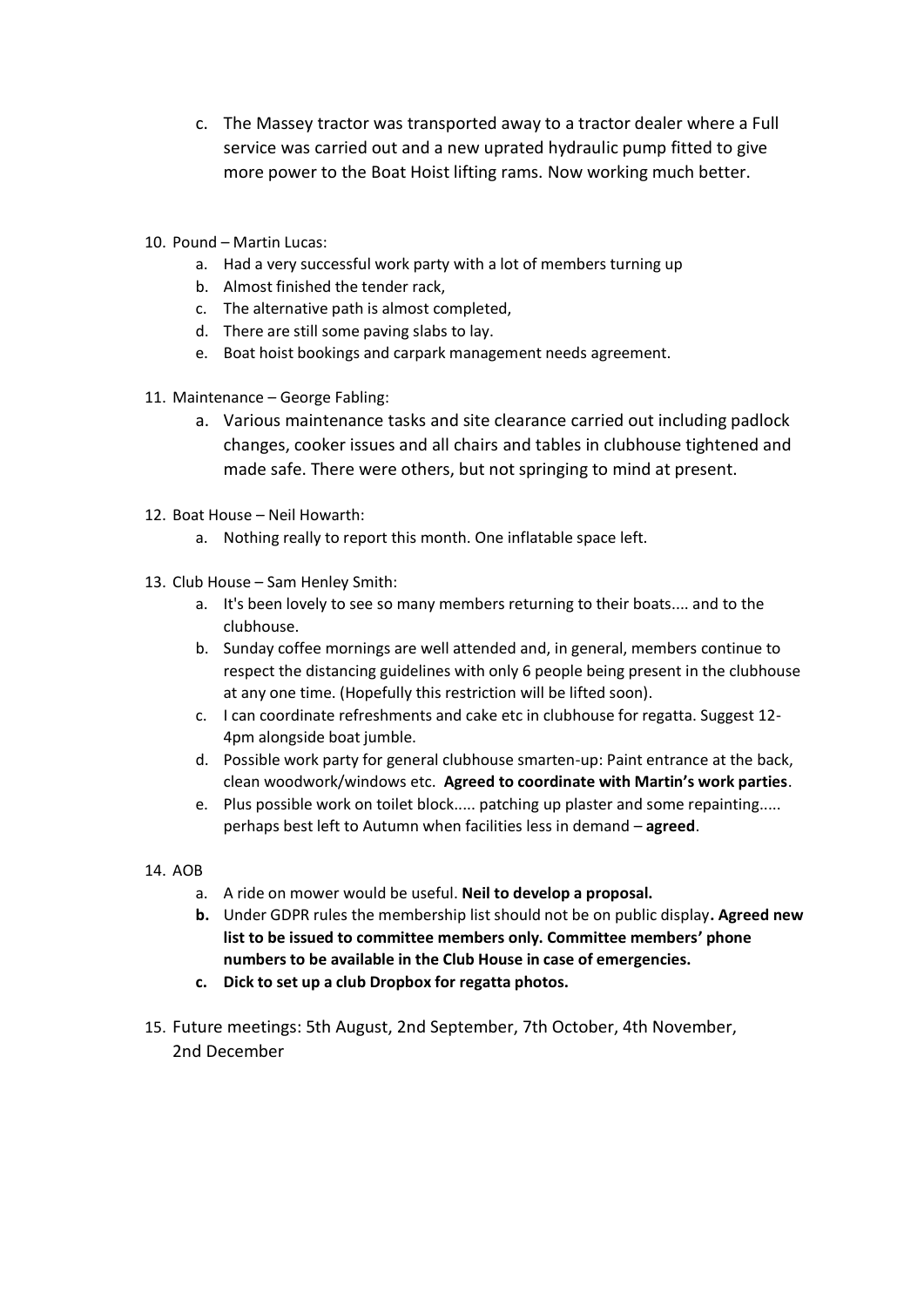c. The Massey tractor was transported away to a tractor dealer where a Full service was carried out and a new uprated hydraulic pump fitted to give more power to the Boat Hoist lifting rams. Now working much better.

10. Pound – Martin Lucas:
    a. Had a very successful work party with a lot of members turning up
    b. Almost finished the tender rack,
    c. The alternative path is almost completed,
    d. There are still some paving slabs to lay.
    e. Boat hoist bookings and carpark management needs agreement.

11. Maintenance – George Fabling:
    a. Various maintenance tasks and site clearance carried out including padlock changes, cooker issues and all chairs and tables in clubhouse tightened and made safe. There were others, but not springing to mind at present.

12. Boat House – Neil Howarth:
    a. Nothing really to report this month. One inflatable space left.

13. Club House – Sam Henley Smith:
    a. It's been lovely to see so many members returning to their boats.... and to the clubhouse.
    b. Sunday coffee mornings are well attended and, in general, members continue to respect the distancing guidelines with only 6 people being present in the clubhouse at any one time. (Hopefully this restriction will be lifted soon).
    c. I can coordinate refreshments and cake etc in clubhouse for regatta. Suggest 12-4pm alongside boat jumble.
    d. Possible work party for general clubhouse smarten-up: Paint entrance at the back, clean woodwork/windows etc. **Agreed to coordinate with Martin's work parties**.
    e. Plus possible work on toilet block..... patching up plaster and some repainting..... perhaps best left to Autumn when facilities less in demand – **agreed**.

14. AOB
    a. A ride on mower would be useful. **Neil to develop a proposal.**
    **b.** Under GDPR rules the membership list should not be on public display**. Agreed new list to be issued to committee members only. Committee members' phone numbers to be available in the Club House in case of emergencies.**
    **c. Dick to set up a club Dropbox for regatta photos.**

15. Future meetings: 5th August, 2nd September, 7th October, 4th November, 2nd December